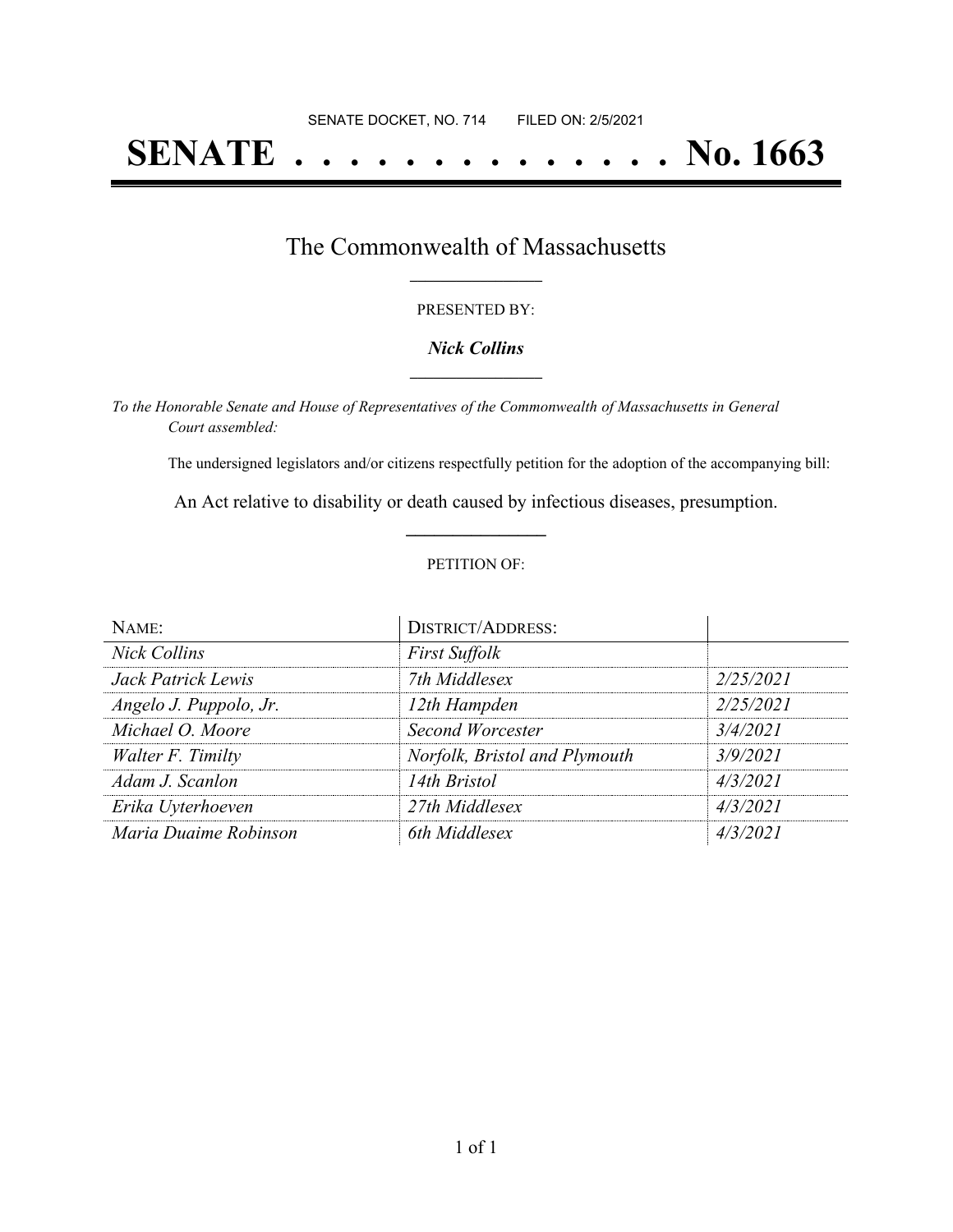SENATE DOCKET, NO. 714        FILED ON: 2/5/2021

# SENATE . . . . . . . . . . . . . . . No. 1663

## The Commonwealth of Massachusetts

PRESENTED BY:

***Nick Collins***

*To the Honorable Senate and House of Representatives of the Commonwealth of Massachusetts in General Court assembled:*

The undersigned legislators and/or citizens respectfully petition for the adoption of the accompanying bill:

An Act relative to disability or death caused by infectious diseases, presumption.

PETITION OF:

| NAME: | DISTRICT/ADDRESS: | |
|---|---|---|
| *Nick Collins* | *First Suffolk* | |
| *Jack Patrick Lewis* | *7th Middlesex* | *2/25/2021* |
| *Angelo J. Puppolo, Jr.* | *12th Hampden* | *2/25/2021* |
| *Michael O. Moore* | *Second Worcester* | *3/4/2021* |
| *Walter F. Timilty* | *Norfolk, Bristol and Plymouth* | *3/9/2021* |
| *Adam J. Scanlon* | *14th Bristol* | *4/3/2021* |
| *Erika Uyterhoeven* | *27th Middlesex* | *4/3/2021* |
| *Maria Duaime Robinson* | *6th Middlesex* | *4/3/2021* |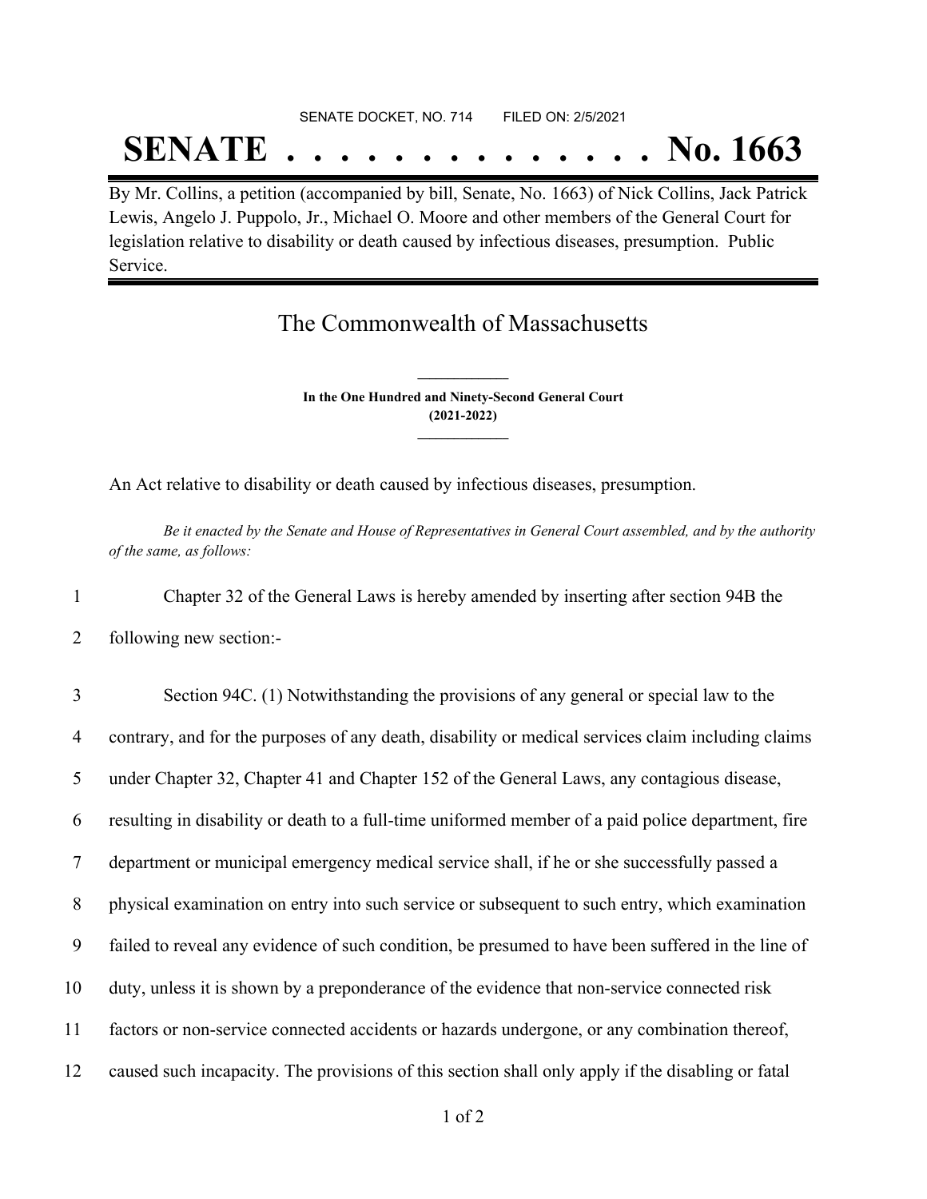SENATE DOCKET, NO. 714        FILED ON: 2/5/2021

# SENATE . . . . . . . . . . . . . . No. 1663

By Mr. Collins, a petition (accompanied by bill, Senate, No. 1663) of Nick Collins, Jack Patrick Lewis, Angelo J. Puppolo, Jr., Michael O. Moore and other members of the General Court for legislation relative to disability or death caused by infectious diseases, presumption. Public Service.

## The Commonwealth of Massachusetts

**In the One Hundred and Ninety-Second General Court**
**(2021-2022)**

An Act relative to disability or death caused by infectious diseases, presumption.

*Be it enacted by the Senate and House of Representatives in General Court assembled, and by the authority of the same, as follows:*

1 Chapter 32 of the General Laws is hereby amended by inserting after section 94B the
2 following new section:-

3 Section 94C. (1) Notwithstanding the provisions of any general or special law to the
4 contrary, and for the purposes of any death, disability or medical services claim including claims
5 under Chapter 32, Chapter 41 and Chapter 152 of the General Laws, any contagious disease,
6 resulting in disability or death to a full-time uniformed member of a paid police department, fire
7 department or municipal emergency medical service shall, if he or she successfully passed a
8 physical examination on entry into such service or subsequent to such entry, which examination
9 failed to reveal any evidence of such condition, be presumed to have been suffered in the line of
10 duty, unless it is shown by a preponderance of the evidence that non-service connected risk
11 factors or non-service connected accidents or hazards undergone, or any combination thereof,
12 caused such incapacity. The provisions of this section shall only apply if the disabling or fatal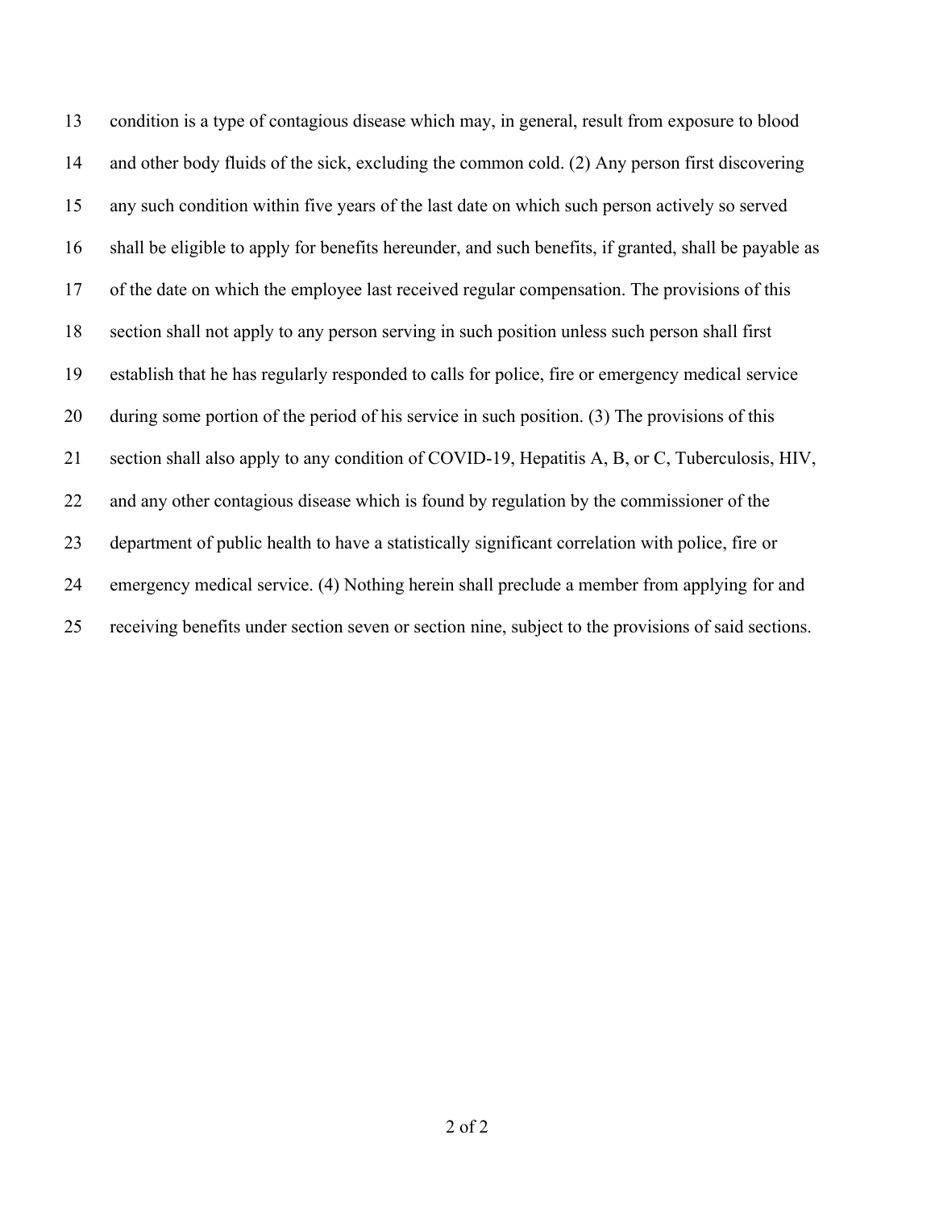condition is a type of contagious disease which may, in general, result from exposure to blood and other body fluids of the sick, excluding the common cold. (2) Any person first discovering any such condition within five years of the last date on which such person actively so served shall be eligible to apply for benefits hereunder, and such benefits, if granted, shall be payable as of the date on which the employee last received regular compensation. The provisions of this section shall not apply to any person serving in such position unless such person shall first establish that he has regularly responded to calls for police, fire or emergency medical service during some portion of the period of his service in such position. (3) The provisions of this section shall also apply to any condition of COVID-19, Hepatitis A, B, or C, Tuberculosis, HIV, and any other contagious disease which is found by regulation by the commissioner of the department of public health to have a statistically significant correlation with police, fire or emergency medical service. (4) Nothing herein shall preclude a member from applying for and receiving benefits under section seven or section nine, subject to the provisions of said sections.